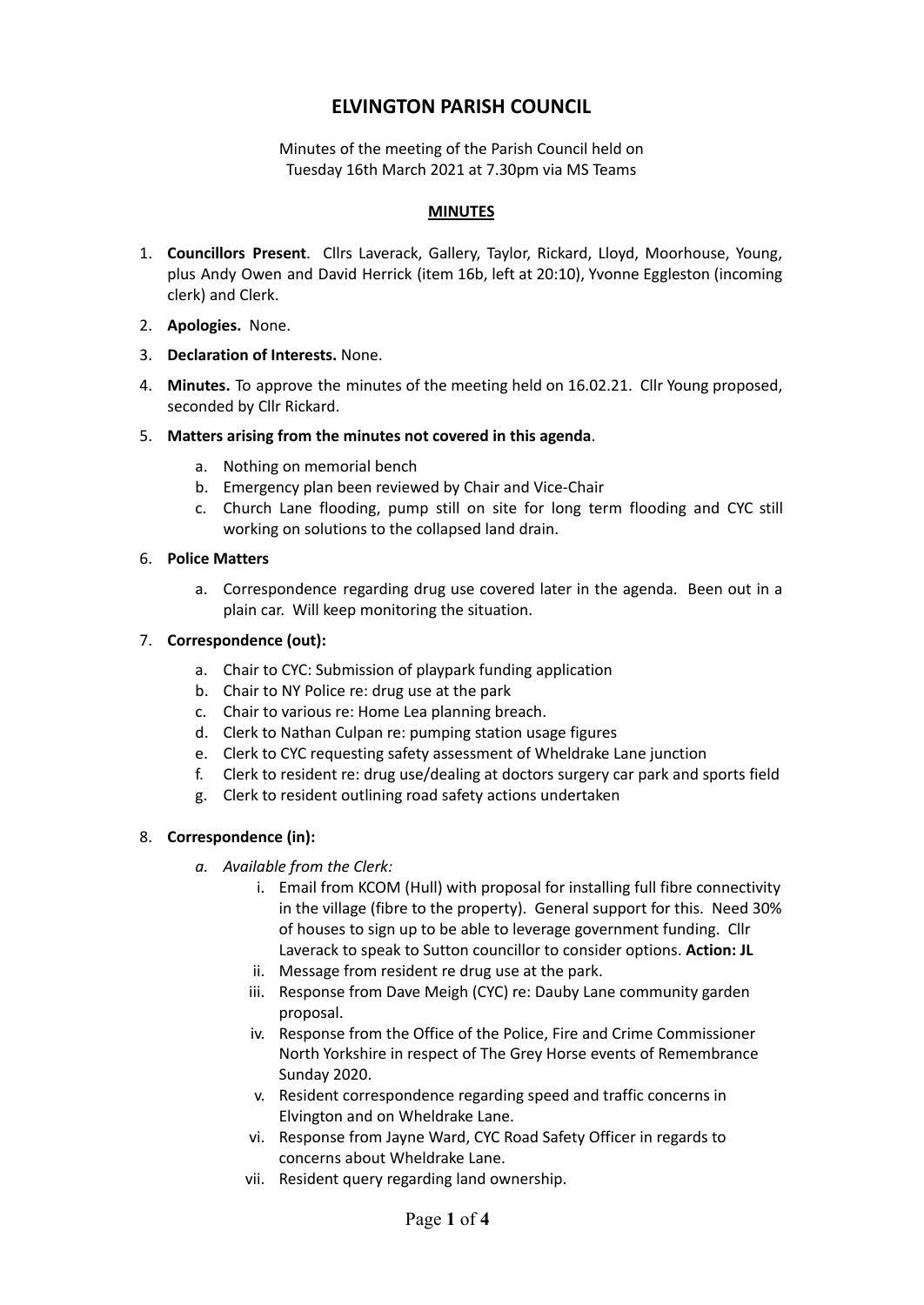# ELVINGTON PARISH COUNCIL

Minutes of the meeting of the Parish Council held on
Tuesday 16th March 2021 at 7.30pm via MS Teams

## MINUTES

1. **Councillors Present**. Cllrs Laverack, Gallery, Taylor, Rickard, Lloyd, Moorhouse, Young, plus Andy Owen and David Herrick (item 16b, left at 20:10), Yvonne Eggleston (incoming clerk) and Clerk.
2. **Apologies.** None.
3. **Declaration of Interests.** None.
4. **Minutes.** To approve the minutes of the meeting held on 16.02.21. Cllr Young proposed, seconded by Cllr Rickard.
5. **Matters arising from the minutes not covered in this agenda**.
   a. Nothing on memorial bench
   b. Emergency plan been reviewed by Chair and Vice-Chair
   c. Church Lane flooding, pump still on site for long term flooding and CYC still working on solutions to the collapsed land drain.
6. **Police Matters**
   a. Correspondence regarding drug use covered later in the agenda. Been out in a plain car. Will keep monitoring the situation.
7. **Correspondence (out):**
   a. Chair to CYC: Submission of playpark funding application
   b. Chair to NY Police re: drug use at the park
   c. Chair to various re: Home Lea planning breach.
   d. Clerk to Nathan Culpan re: pumping station usage figures
   e. Clerk to CYC requesting safety assessment of Wheldrake Lane junction
   f. Clerk to resident re: drug use/dealing at doctors surgery car park and sports field
   g. Clerk to resident outlining road safety actions undertaken
8. **Correspondence (in):**
   a. *Available from the Clerk:*
      i. Email from KCOM (Hull) with proposal for installing full fibre connectivity in the village (fibre to the property). General support for this. Need 30% of houses to sign up to be able to leverage government funding. Cllr Laverack to speak to Sutton councillor to consider options. **Action: JL**
      ii. Message from resident re drug use at the park.
      iii. Response from Dave Meigh (CYC) re: Dauby Lane community garden proposal.
      iv. Response from the Office of the Police, Fire and Crime Commissioner North Yorkshire in respect of The Grey Horse events of Remembrance Sunday 2020.
      v. Resident correspondence regarding speed and traffic concerns in Elvington and on Wheldrake Lane.
      vi. Response from Jayne Ward, CYC Road Safety Officer in regards to concerns about Wheldrake Lane.
      vii. Resident query regarding land ownership.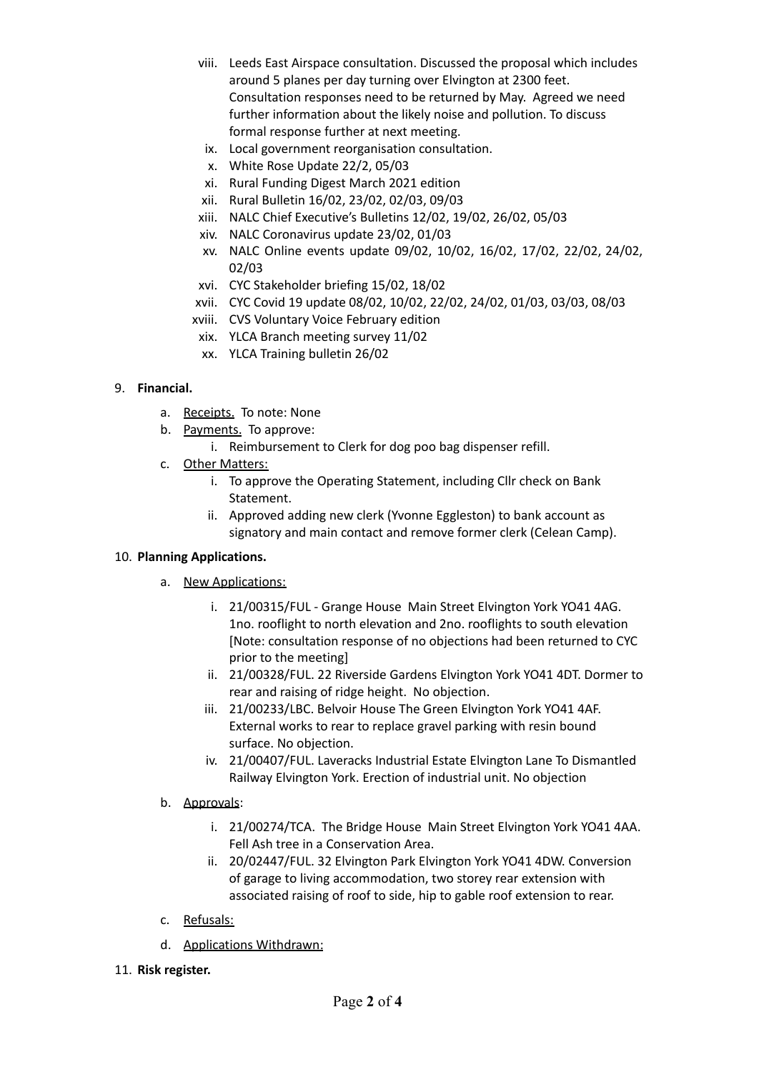viii. Leeds East Airspace consultation. Discussed the proposal which includes around 5 planes per day turning over Elvington at 2300 feet. Consultation responses need to be returned by May. Agreed we need further information about the likely noise and pollution. To discuss formal response further at next meeting.
ix. Local government reorganisation consultation.
x. White Rose Update 22/2, 05/03
xi. Rural Funding Digest March 2021 edition
xii. Rural Bulletin 16/02, 23/02, 02/03, 09/03
xiii. NALC Chief Executive's Bulletins 12/02, 19/02, 26/02, 05/03
xiv. NALC Coronavirus update 23/02, 01/03
xv. NALC Online events update 09/02, 10/02, 16/02, 17/02, 22/02, 24/02, 02/03
xvi. CYC Stakeholder briefing 15/02, 18/02
xvii. CYC Covid 19 update 08/02, 10/02, 22/02, 24/02, 01/03, 03/03, 08/03
xviii. CVS Voluntary Voice February edition
xix. YLCA Branch meeting survey 11/02
xx. YLCA Training bulletin 26/02

9. **Financial.**
   a. Receipts. To note: None
   b. Payments. To approve:
      i. Reimbursement to Clerk for dog poo bag dispenser refill.
   c. Other Matters:
      i. To approve the Operating Statement, including Cllr check on Bank Statement.
      ii. Approved adding new clerk (Yvonne Eggleston) to bank account as signatory and main contact and remove former clerk (Celean Camp).

10. **Planning Applications.**
    a. New Applications:
       i. 21/00315/FUL - Grange House Main Street Elvington York YO41 4AG. 1no. rooflight to north elevation and 2no. rooflights to south elevation [Note: consultation response of no objections had been returned to CYC prior to the meeting]
       ii. 21/00328/FUL. 22 Riverside Gardens Elvington York YO41 4DT. Dormer to rear and raising of ridge height. No objection.
       iii. 21/00233/LBC. Belvoir House The Green Elvington York YO41 4AF. External works to rear to replace gravel parking with resin bound surface. No objection.
       iv. 21/00407/FUL. Laveracks Industrial Estate Elvington Lane To Dismantled Railway Elvington York. Erection of industrial unit. No objection
    b. Approvals:
       i. 21/00274/TCA. The Bridge House Main Street Elvington York YO41 4AA. Fell Ash tree in a Conservation Area.
       ii. 20/02447/FUL. 32 Elvington Park Elvington York YO41 4DW. Conversion of garage to living accommodation, two storey rear extension with associated raising of roof to side, hip to gable roof extension to rear.
    c. Refusals:
    d. Applications Withdrawn:

11. **Risk register.**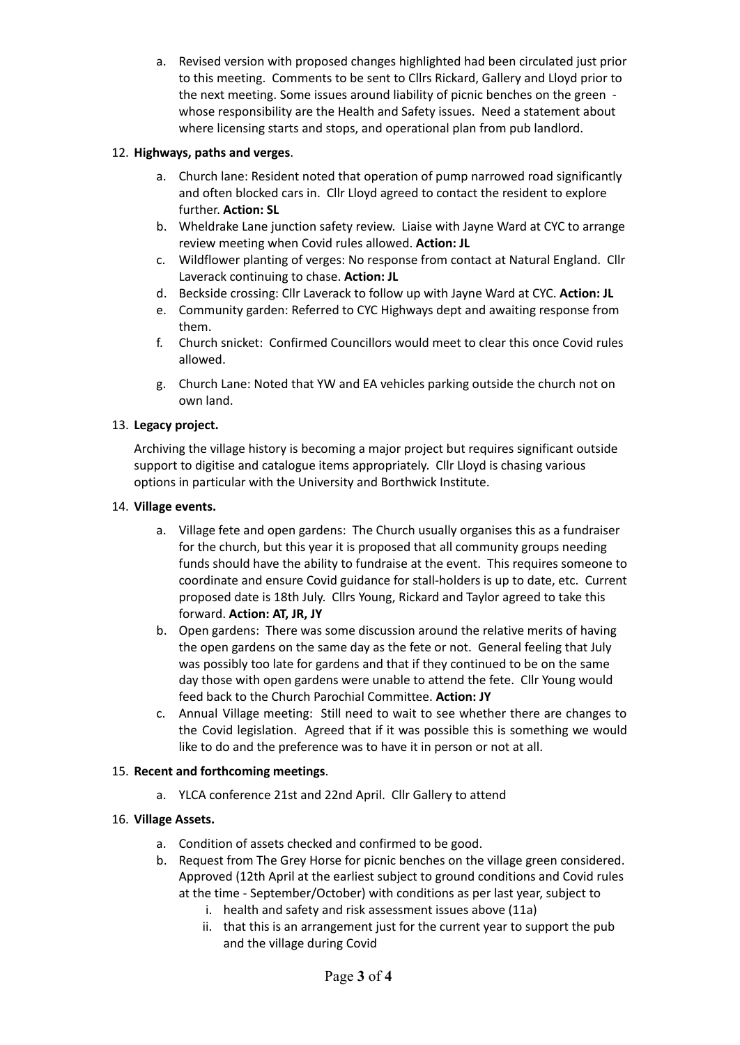a. Revised version with proposed changes highlighted had been circulated just prior to this meeting. Comments to be sent to Cllrs Rickard, Gallery and Lloyd prior to the next meeting. Some issues around liability of picnic benches on the green - whose responsibility are the Health and Safety issues. Need a statement about where licensing starts and stops, and operational plan from pub landlord.

12. **Highways, paths and verges**.

    a. Church lane: Resident noted that operation of pump narrowed road significantly and often blocked cars in. Cllr Lloyd agreed to contact the resident to explore further. **Action: SL**
    b. Wheldrake Lane junction safety review. Liaise with Jayne Ward at CYC to arrange review meeting when Covid rules allowed. **Action: JL**
    c. Wildflower planting of verges: No response from contact at Natural England. Cllr Laverack continuing to chase. **Action: JL**
    d. Beckside crossing: Cllr Laverack to follow up with Jayne Ward at CYC. **Action: JL**
    e. Community garden: Referred to CYC Highways dept and awaiting response from them.
    f. Church snicket: Confirmed Councillors would meet to clear this once Covid rules allowed.
    g. Church Lane: Noted that YW and EA vehicles parking outside the church not on own land.

13. **Legacy project.**

    Archiving the village history is becoming a major project but requires significant outside support to digitise and catalogue items appropriately. Cllr Lloyd is chasing various options in particular with the University and Borthwick Institute.

14. **Village events.**

    a. Village fete and open gardens: The Church usually organises this as a fundraiser for the church, but this year it is proposed that all community groups needing funds should have the ability to fundraise at the event. This requires someone to coordinate and ensure Covid guidance for stall-holders is up to date, etc. Current proposed date is 18th July. Cllrs Young, Rickard and Taylor agreed to take this forward. **Action: AT, JR, JY**
    b. Open gardens: There was some discussion around the relative merits of having the open gardens on the same day as the fete or not. General feeling that July was possibly too late for gardens and that if they continued to be on the same day those with open gardens were unable to attend the fete. Cllr Young would feed back to the Church Parochial Committee. **Action: JY**
    c. Annual Village meeting: Still need to wait to see whether there are changes to the Covid legislation. Agreed that if it was possible this is something we would like to do and the preference was to have it in person or not at all.

15. **Recent and forthcoming meetings**.

    a. YLCA conference 21st and 22nd April. Cllr Gallery to attend

16. **Village Assets.**

    a. Condition of assets checked and confirmed to be good.
    b. Request from The Grey Horse for picnic benches on the village green considered. Approved (12th April at the earliest subject to ground conditions and Covid rules at the time - September/October) with conditions as per last year, subject to
        i. health and safety and risk assessment issues above (11a)
        ii. that this is an arrangement just for the current year to support the pub and the village during Covid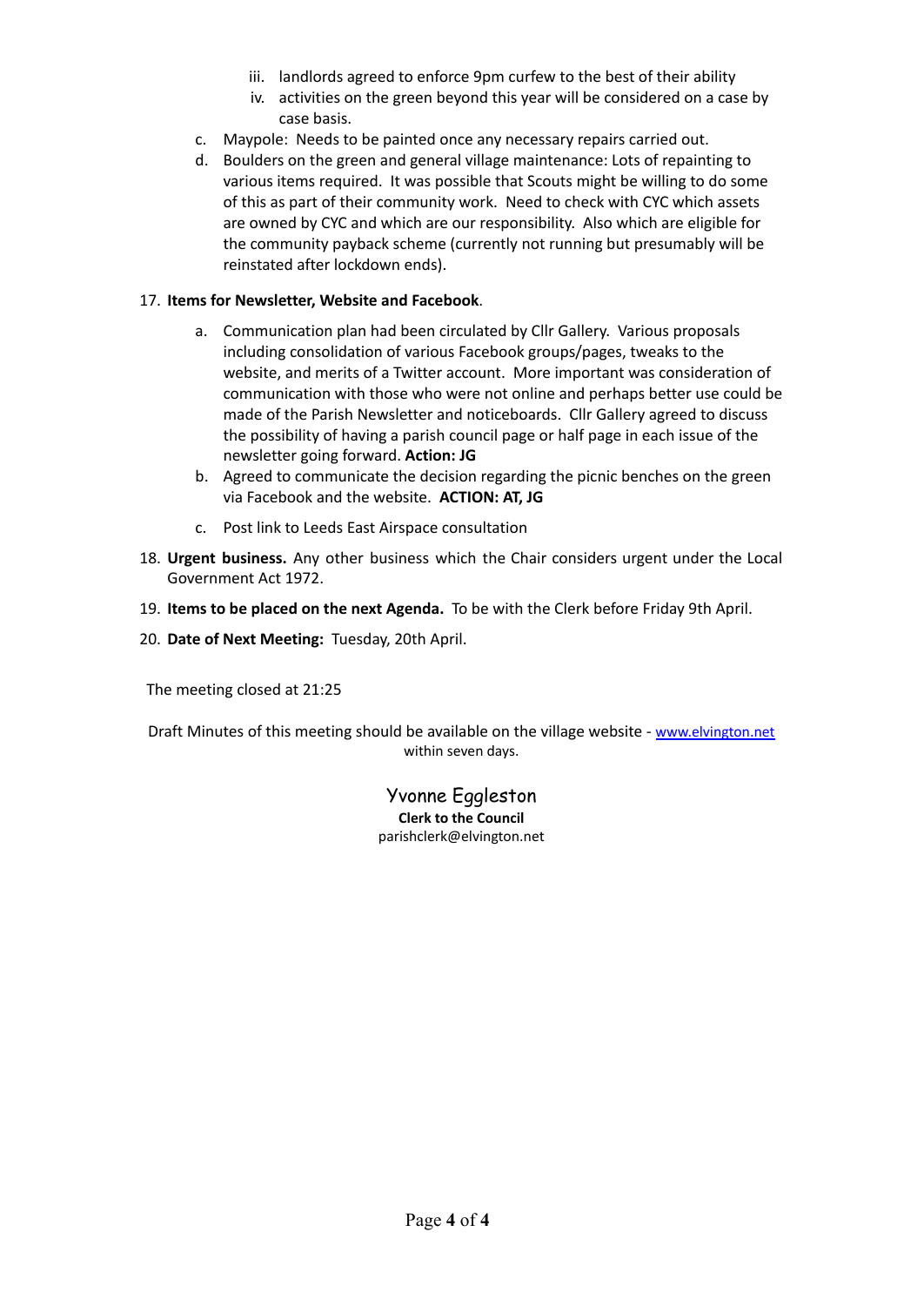iii. landlords agreed to enforce 9pm curfew to the best of their ability
   iv. activities on the green beyond this year will be considered on a case by case basis.

c. Maypole: Needs to be painted once any necessary repairs carried out.
d. Boulders on the green and general village maintenance: Lots of repainting to various items required. It was possible that Scouts might be willing to do some of this as part of their community work. Need to check with CYC which assets are owned by CYC and which are our responsibility. Also which are eligible for the community payback scheme (currently not running but presumably will be reinstated after lockdown ends).

17. **Items for Newsletter, Website and Facebook**.

    a. Communication plan had been circulated by Cllr Gallery. Various proposals including consolidation of various Facebook groups/pages, tweaks to the website, and merits of a Twitter account. More important was consideration of communication with those who were not online and perhaps better use could be made of the Parish Newsletter and noticeboards. Cllr Gallery agreed to discuss the possibility of having a parish council page or half page in each issue of the newsletter going forward. **Action: JG**
    b. Agreed to communicate the decision regarding the picnic benches on the green via Facebook and the website. **ACTION: AT, JG**
    c. Post link to Leeds East Airspace consultation

18. **Urgent business.** Any other business which the Chair considers urgent under the Local Government Act 1972.
19. **Items to be placed on the next Agenda.** To be with the Clerk before Friday 9th April.
20. **Date of Next Meeting:** Tuesday, 20th April.

The meeting closed at 21:25

Draft Minutes of this meeting should be available on the village website - www.elvington.net within seven days.

Yvonne Eggleston
**Clerk to the Council**
parishclerk@elvington.net